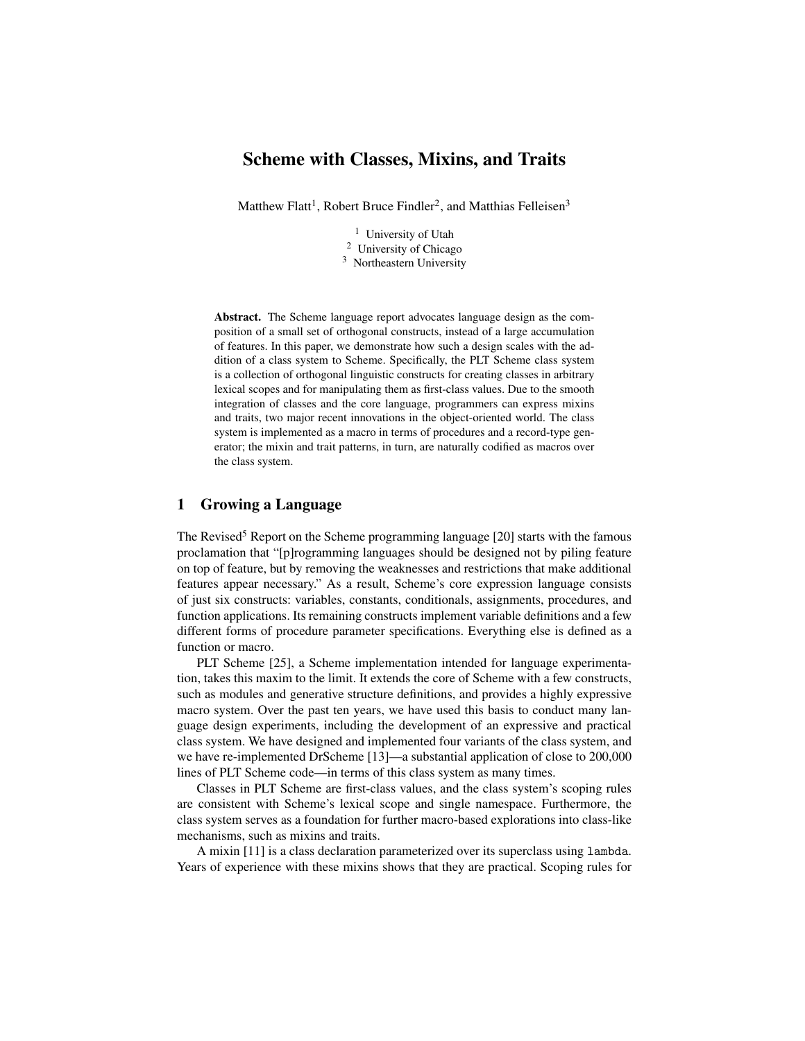# Scheme with Classes, Mixins, and Traits

Matthew Flatt[1], Robert Bruce Findler[2], and Matthias Felleisen[3]

[1] University of Utah
[2] University of Chicago
[3] Northeastern University

**Abstract.** The Scheme language report advocates language design as the composition of a small set of orthogonal constructs, instead of a large accumulation of features. In this paper, we demonstrate how such a design scales with the addition of a class system to Scheme. Specifically, the PLT Scheme class system is a collection of orthogonal linguistic constructs for creating classes in arbitrary lexical scopes and for manipulating them as first-class values. Due to the smooth integration of classes and the core language, programmers can express mixins and traits, two major recent innovations in the object-oriented world. The class system is implemented as a macro in terms of procedures and a record-type generator; the mixin and trait patterns, in turn, are naturally codified as macros over the class system.

## 1 Growing a Language

The Revised$^5$ Report on the Scheme programming language [20] starts with the famous proclamation that "[p]rogramming languages should be designed not by piling feature on top of feature, but by removing the weaknesses and restrictions that make additional features appear necessary." As a result, Scheme's core expression language consists of just six constructs: variables, constants, conditionals, assignments, procedures, and function applications. Its remaining constructs implement variable definitions and a few different forms of procedure parameter specifications. Everything else is defined as a function or macro.

PLT Scheme [25], a Scheme implementation intended for language experimentation, takes this maxim to the limit. It extends the core of Scheme with a few constructs, such as modules and generative structure definitions, and provides a highly expressive macro system. Over the past ten years, we have used this basis to conduct many language design experiments, including the development of an expressive and practical class system. We have designed and implemented four variants of the class system, and we have re-implemented DrScheme [13]—a substantial application of close to 200,000 lines of PLT Scheme code—in terms of this class system as many times.

Classes in PLT Scheme are first-class values, and the class system's scoping rules are consistent with Scheme's lexical scope and single namespace. Furthermore, the class system serves as a foundation for further macro-based explorations into class-like mechanisms, such as mixins and traits.

A mixin [11] is a class declaration parameterized over its superclass using `lambda`. Years of experience with these mixins shows that they are practical. Scoping rules for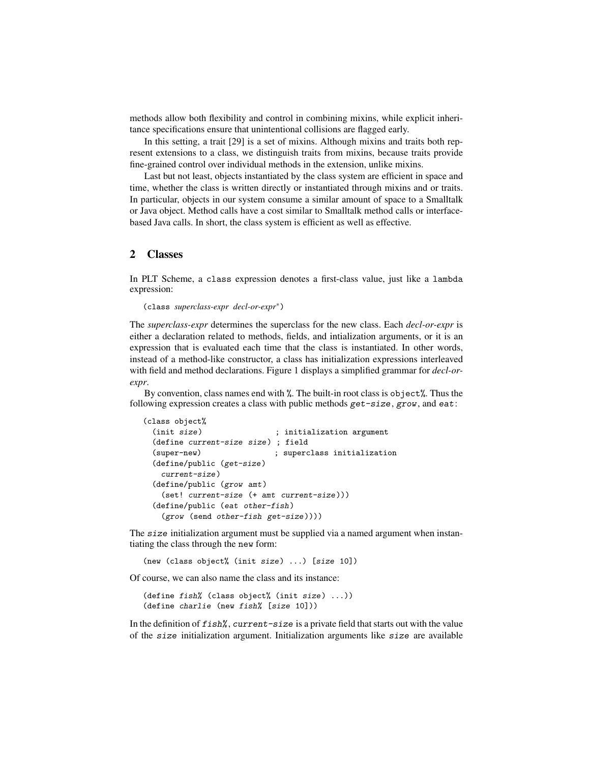methods allow both flexibility and control in combining mixins, while explicit inheritance specifications ensure that unintentional collisions are flagged early.

In this setting, a trait [29] is a set of mixins. Although mixins and traits both represent extensions to a class, we distinguish traits from mixins, because traits provide fine-grained control over individual methods in the extension, unlike mixins.

Last but not least, objects instantiated by the class system are efficient in space and time, whether the class is written directly or instantiated through mixins and or traits. In particular, objects in our system consume a similar amount of space to a Smalltalk or Java object. Method calls have a cost similar to Smalltalk method calls or interface-based Java calls. In short, the class system is efficient as well as effective.

## 2 Classes

In PLT Scheme, a `class` expression denotes a first-class value, just like a `lambda` expression:

```
(class superclass-expr decl-or-expr*)
```

The *superclass-expr* determines the superclass for the new class. Each *decl-or-expr* is either a declaration related to methods, fields, and intialization arguments, or it is an expression that is evaluated each time that the class is instantiated. In other words, instead of a method-like constructor, a class has initialization expressions interleaved with field and method declarations. Figure 1 displays a simplified grammar for *decl-or-expr*.

By convention, class names end with `%`. The built-in root class is `object%`. Thus the following expression creates a class with public methods *get-size*, *grow*, and *eat*:

```
(class object%
  (init size)                ; initialization argument
  (define current-size size) ; field
  (super-new)                ; superclass initialization
  (define/public (get-size)
    current-size)
  (define/public (grow amt)
    (set! current-size (+ amt current-size)))
  (define/public (eat other-fish)
    (grow (send other-fish get-size))))
```

The *size* initialization argument must be supplied via a named argument when instantiating the class through the `new` form:

```
(new (class object% (init size) ...) [size 10])
```

Of course, we can also name the class and its instance:

```
(define fish% (class object% (init size) ...))
(define charlie (new fish% [size 10]))
```

In the definition of *fish%*, *current-size* is a private field that starts out with the value of the *size* initialization argument. Initialization arguments like *size* are available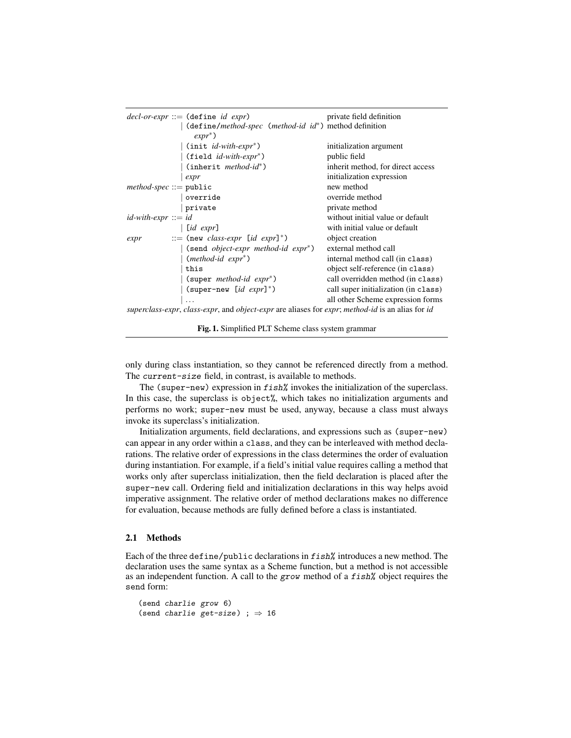| | | | |
|---|---|---|---|
| *decl-or-expr* | ::= | `(define` *id expr*`)` | private field definition |
| | \| | `(define/`*method-spec* `(`*method-id id*\*`)` *expr*\*`)` | method definition |
| | \| | `(init` *id-with-expr*\*`)` | initialization argument |
| | \| | `(field` *id-with-expr*\*`)` | public field |
| | \| | `(inherit` *method-id*\*`)` | inherit method, for direct access |
| | \| | *expr* | initialization expression |
| *method-spec* | ::= | `public` | new method |
| | \| | `override` | override method |
| | \| | `private` | private method |
| *id-with-expr* | ::= | *id* | without initial value or default |
| | \| | `[`*id expr*`]` | with initial value or default |
| *expr* | ::= | `(new` *class-expr* `[`*id expr*`]`\*`)` | object creation |
| | \| | `(send` *object-expr method-id expr*\*`)` | external method call |
| | \| | `(`*method-id expr*\*`)` | internal method call (in `class`) |
| | \| | `this` | object self-reference (in `class`) |
| | \| | `(super` *method-id expr*\*`)` | call overridden method (in `class`) |
| | \| | `(super-new [`*id expr*`]`\*`)` | call super initialization (in `class`) |
| | \| | ... | all other Scheme expression forms |

*superclass-expr*, *class-expr*, and *object-expr* are aliases for *expr*; *method-id* is an alias for *id*

**Fig. 1.** Simplified PLT Scheme class system grammar

only during class instantiation, so they cannot be referenced directly from a method. The *current-size* field, in contrast, is available to methods.

The (super-new) expression in *fish%* invokes the initialization of the superclass. In this case, the superclass is object%, which takes no initialization arguments and performs no work; super-new must be used, anyway, because a class must always invoke its superclass's initialization.

Initialization arguments, field declarations, and expressions such as (super-new) can appear in any order within a class, and they can be interleaved with method declarations. The relative order of expressions in the class determines the order of evaluation during instantiation. For example, if a field's initial value requires calling a method that works only after superclass initialization, then the field declaration is placed after the super-new call. Ordering field and initialization declarations in this way helps avoid imperative assignment. The relative order of method declarations makes no difference for evaluation, because methods are fully defined before a class is instantiated.

## 2.1 Methods

Each of the three define/public declarations in *fish%* introduces a new method. The declaration uses the same syntax as a Scheme function, but a method is not accessible as an independent function. A call to the *grow* method of a *fish%* object requires the send form:

```
(send charlie grow 6)
(send charlie get-size) ; ⇒ 16
```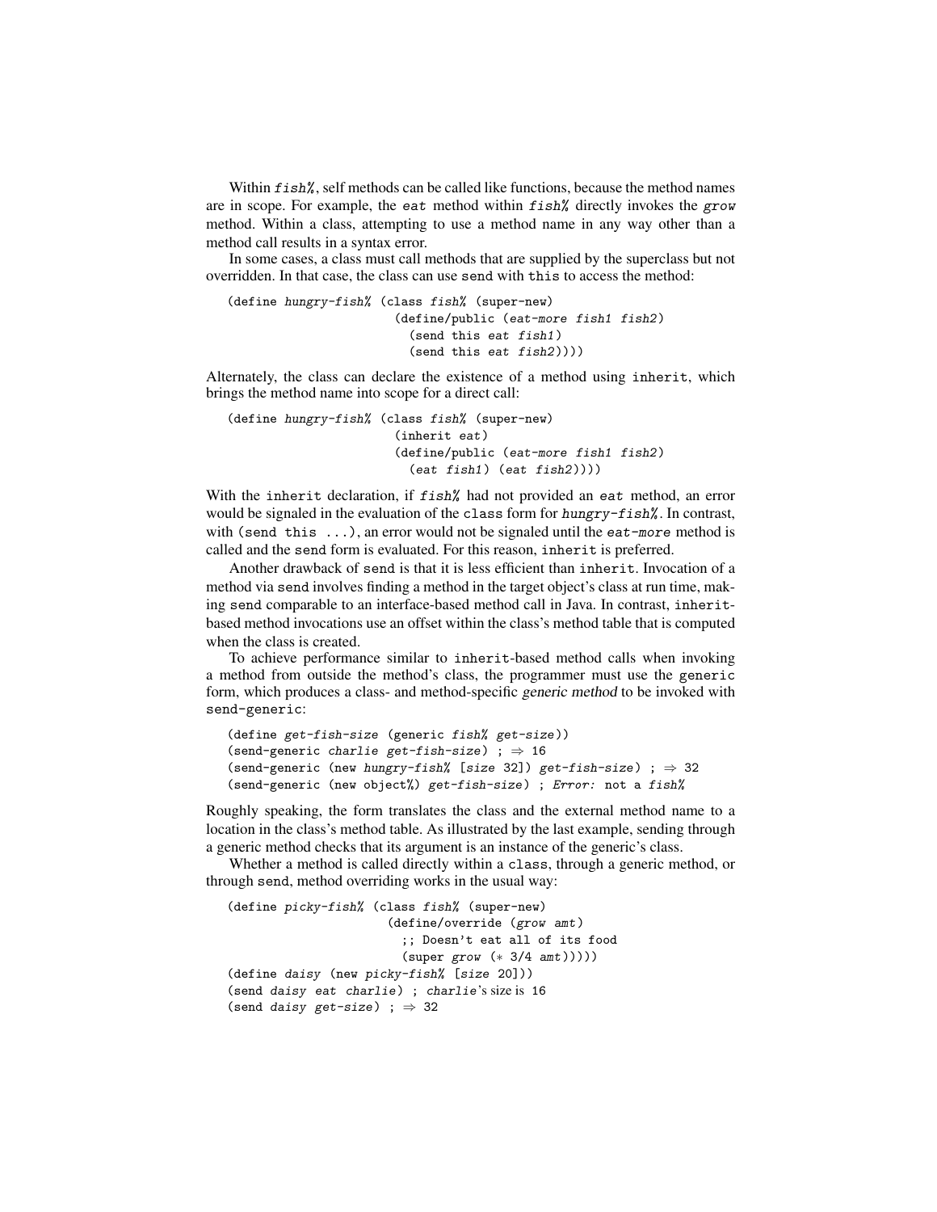Within *fish%*, self methods can be called like functions, because the method names are in scope. For example, the *eat* method within *fish%* directly invokes the *grow* method. Within a class, attempting to use a method name in any way other than a method call results in a syntax error.

In some cases, a class must call methods that are supplied by the superclass but not overridden. In that case, the class can use `send` with `this` to access the method:

```
(define hungry-fish% (class fish% (super-new)
                       (define/public (eat-more fish1 fish2)
                         (send this eat fish1)
                         (send this eat fish2))))
```

Alternately, the class can declare the existence of a method using `inherit`, which brings the method name into scope for a direct call:

```
(define hungry-fish% (class fish% (super-new)
                       (inherit eat)
                       (define/public (eat-more fish1 fish2)
                         (eat fish1) (eat fish2))))
```

With the `inherit` declaration, if *fish%* had not provided an *eat* method, an error would be signaled in the evaluation of the `class` form for *hungry-fish%*. In contrast, with `(send this ...)`, an error would not be signaled until the *eat-more* method is called and the `send` form is evaluated. For this reason, `inherit` is preferred.

Another drawback of `send` is that it is less efficient than `inherit`. Invocation of a method via `send` involves finding a method in the target object's class at run time, making `send` comparable to an interface-based method call in Java. In contrast, `inherit`-based method invocations use an offset within the class's method table that is computed when the class is created.

To achieve performance similar to `inherit`-based method calls when invoking a method from outside the method's class, the programmer must use the `generic` form, which produces a class- and method-specific *generic method* to be invoked with `send-generic`:

```
(define get-fish-size (generic fish% get-size))
(send-generic charlie get-fish-size) ; ⇒ 16
(send-generic (new hungry-fish% [size 32]) get-fish-size) ; ⇒ 32
(send-generic (new object%) get-fish-size) ; Error: not a fish%
```

Roughly speaking, the form translates the class and the external method name to a location in the class's method table. As illustrated by the last example, sending through a generic method checks that its argument is an instance of the generic's class.

Whether a method is called directly within a `class`, through a generic method, or through `send`, method overriding works in the usual way:

```
(define picky-fish% (class fish% (super-new)
                      (define/override (grow amt)
                        ;; Doesn't eat all of its food
                        (super grow (* 3/4 amt)))))
(define daisy (new picky-fish% [size 20]))
(send daisy eat charlie) ; charlie's size is 16
(send daisy get-size) ; ⇒ 32
```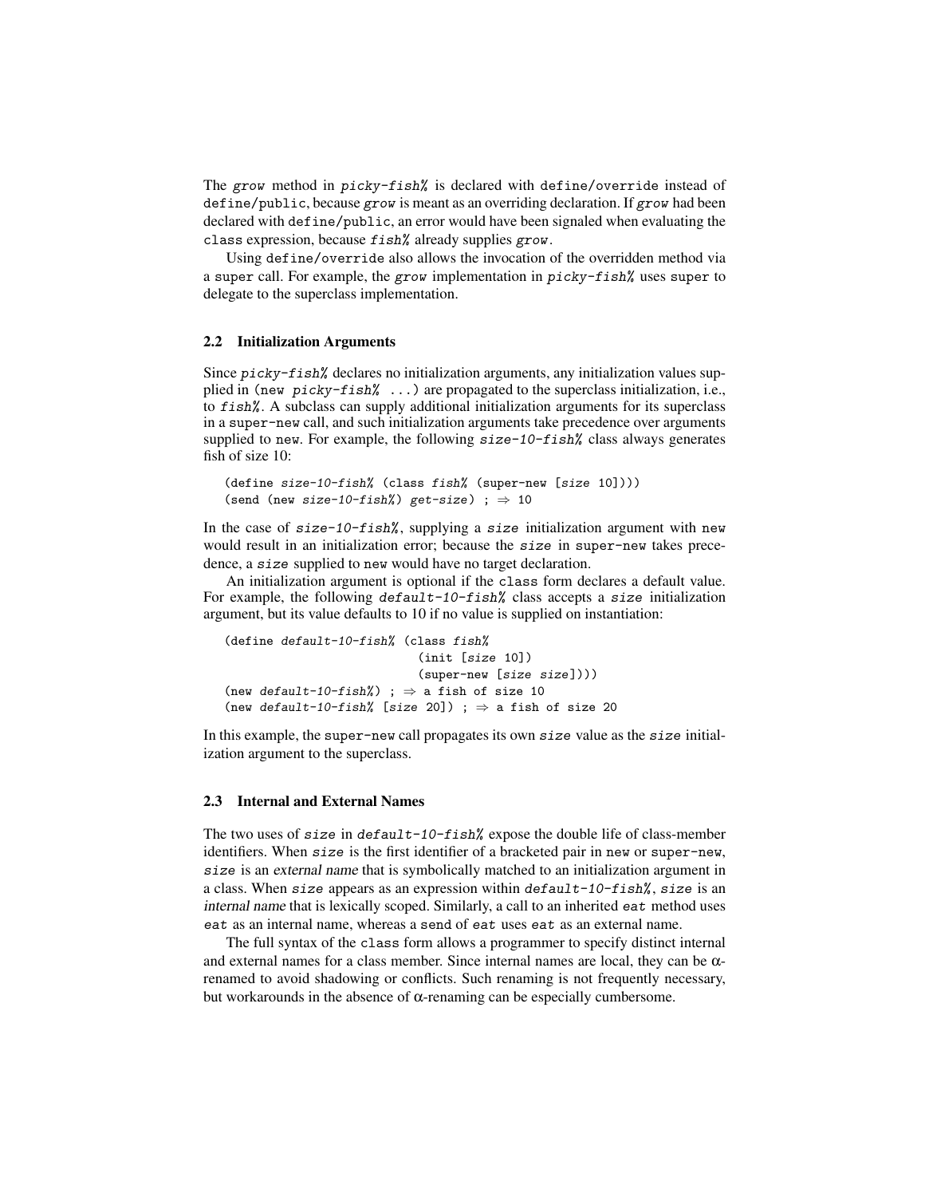The *grow* method in *picky-fish%* is declared with define/override instead of define/public, because *grow* is meant as an overriding declaration. If *grow* had been declared with define/public, an error would have been signaled when evaluating the class expression, because *fish%* already supplies *grow*.

Using define/override also allows the invocation of the overridden method via a super call. For example, the *grow* implementation in *picky-fish%* uses super to delegate to the superclass implementation.

### 2.2 Initialization Arguments

Since *picky-fish%* declares no initialization arguments, any initialization values supplied in (new *picky-fish%* ...) are propagated to the superclass initialization, i.e., to *fish%*. A subclass can supply additional initialization arguments for its superclass in a super-new call, and such initialization arguments take precedence over arguments supplied to new. For example, the following *size-10-fish%* class always generates fish of size 10:

```
(define size-10-fish% (class fish% (super-new [size 10])))
(send (new size-10-fish%) get-size) ; ⇒ 10
```

In the case of *size-10-fish%*, supplying a *size* initialization argument with new would result in an initialization error; because the *size* in super-new takes precedence, a *size* supplied to new would have no target declaration.

An initialization argument is optional if the class form declares a default value. For example, the following *default-10-fish%* class accepts a *size* initialization argument, but its value defaults to 10 if no value is supplied on instantiation:

```
(define default-10-fish% (class fish%
                            (init [size 10])
                            (super-new [size size])))
(new default-10-fish%) ; ⇒ a fish of size 10
(new default-10-fish% [size 20]) ; ⇒ a fish of size 20
```

In this example, the super-new call propagates its own *size* value as the *size* initialization argument to the superclass.

### 2.3 Internal and External Names

The two uses of *size* in *default-10-fish%* expose the double life of class-member identifiers. When *size* is the first identifier of a bracketed pair in new or super-new, *size* is an *external name* that is symbolically matched to an initialization argument in a class. When *size* appears as an expression within *default-10-fish%*, *size* is an *internal name* that is lexically scoped. Similarly, a call to an inherited *eat* method uses *eat* as an internal name, whereas a send of *eat* uses *eat* as an external name.

The full syntax of the class form allows a programmer to specify distinct internal and external names for a class member. Since internal names are local, they can be $\alpha$-renamed to avoid shadowing or conflicts. Such renaming is not frequently necessary, but workarounds in the absence of $\alpha$-renaming can be especially cumbersome.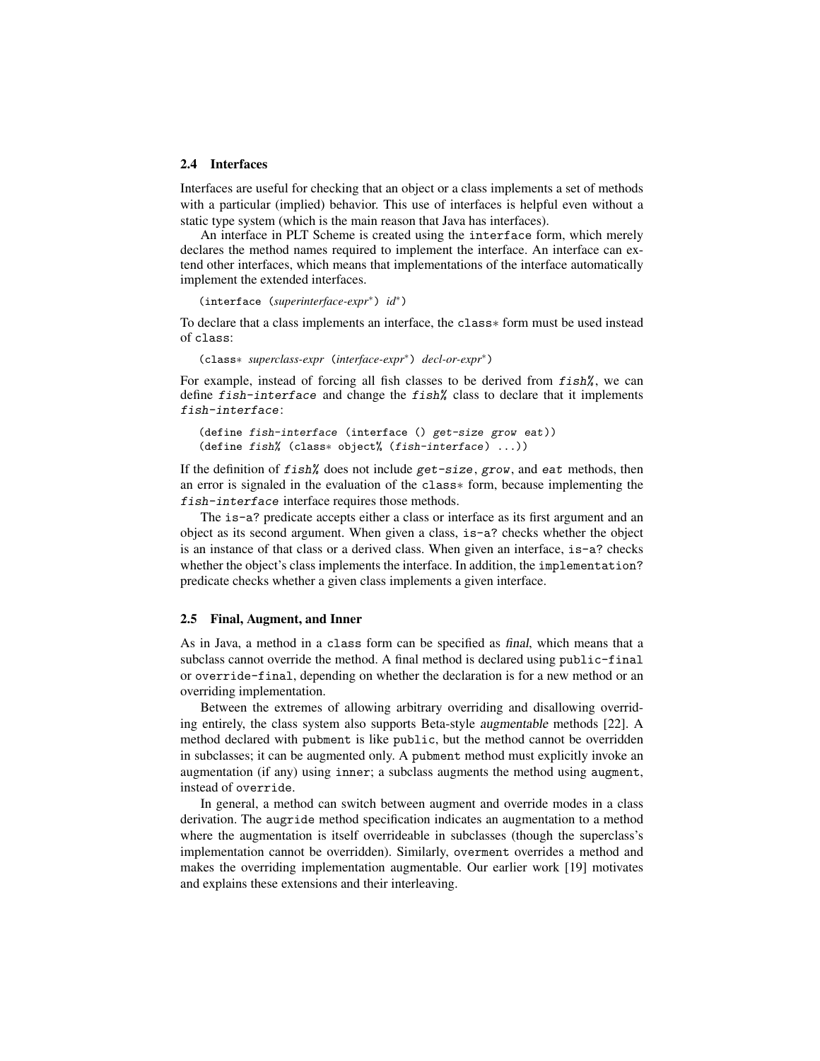### 2.4 Interfaces

Interfaces are useful for checking that an object or a class implements a set of methods with a particular (implied) behavior. This use of interfaces is helpful even without a static type system (which is the main reason that Java has interfaces).

An interface in PLT Scheme is created using the `interface` form, which merely declares the method names required to implement the interface. An interface can extend other interfaces, which means that implementations of the interface automatically implement the extended interfaces.

```
(interface (superinterface-expr*) id*)
```

To declare that a class implements an interface, the `class*` form must be used instead of `class`:

```
(class* superclass-expr (interface-expr*) decl-or-expr*)
```

For example, instead of forcing all fish classes to be derived from `fish%`, we can define `fish-interface` and change the `fish%` class to declare that it implements `fish-interface`:

```
(define fish-interface (interface () get-size grow eat))
(define fish% (class* object% (fish-interface) ...))
```

If the definition of `fish%` does not include `get-size`, `grow`, and `eat` methods, then an error is signaled in the evaluation of the `class*` form, because implementing the `fish-interface` interface requires those methods.

The `is-a?` predicate accepts either a class or interface as its first argument and an object as its second argument. When given a class, `is-a?` checks whether the object is an instance of that class or a derived class. When given an interface, `is-a?` checks whether the object's class implements the interface. In addition, the `implementation?` predicate checks whether a given class implements a given interface.

### 2.5 Final, Augment, and Inner

As in Java, a method in a `class` form can be specified as *final*, which means that a subclass cannot override the method. A final method is declared using `public-final` or `override-final`, depending on whether the declaration is for a new method or an overriding implementation.

Between the extremes of allowing arbitrary overriding and disallowing overriding entirely, the class system also supports Beta-style *augmentable* methods [22]. A method declared with `pubment` is like `public`, but the method cannot be overridden in subclasses; it can be augmented only. A `pubment` method must explicitly invoke an augmentation (if any) using `inner`; a subclass augments the method using `augment`, instead of `override`.

In general, a method can switch between augment and override modes in a class derivation. The `augride` method specification indicates an augmentation to a method where the augmentation is itself overrideable in subclasses (though the superclass's implementation cannot be overridden). Similarly, `overment` overrides a method and makes the overriding implementation augmentable. Our earlier work [19] motivates and explains these extensions and their interleaving.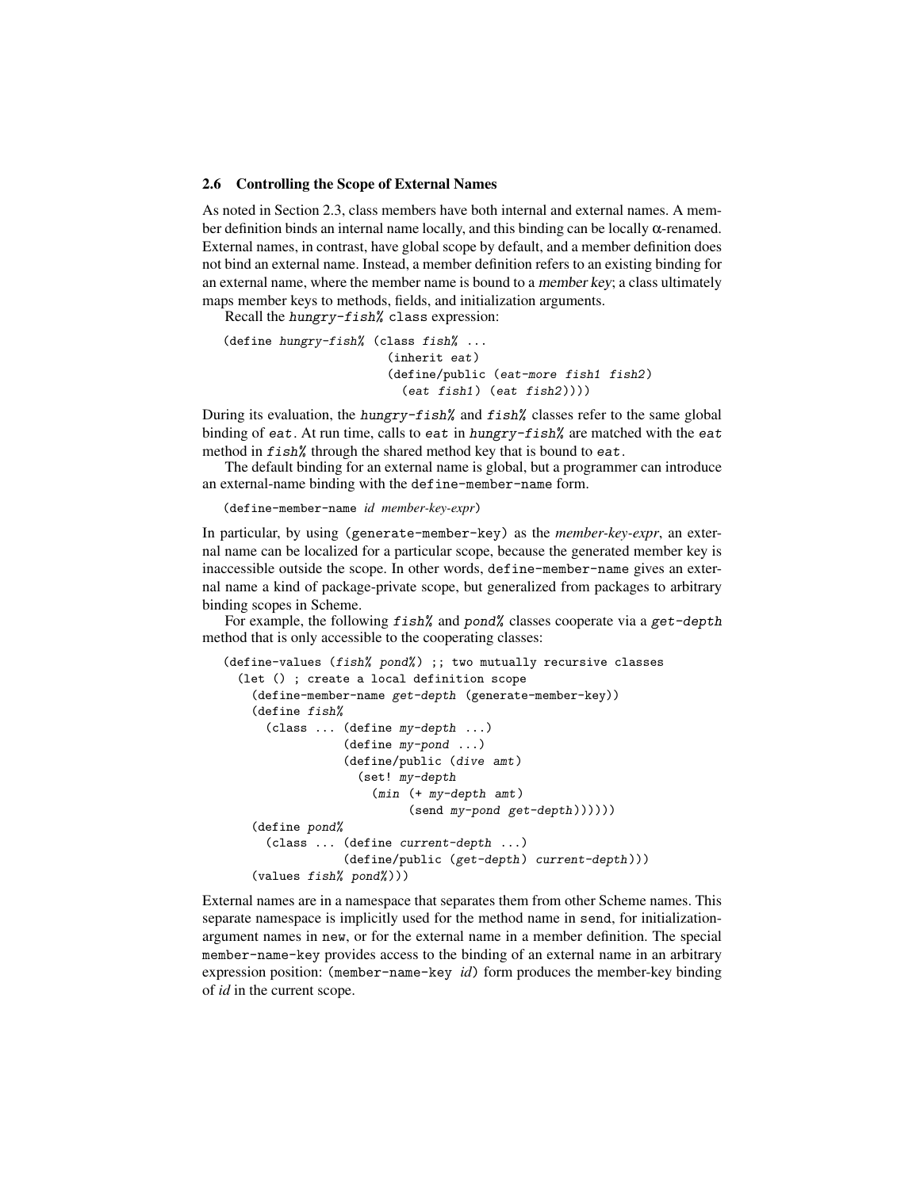### 2.6 Controlling the Scope of External Names

As noted in Section 2.3, class members have both internal and external names. A member definition binds an internal name locally, and this binding can be locally $\alpha$-renamed. External names, in contrast, have global scope by default, and a member definition does not bind an external name. Instead, a member definition refers to an existing binding for an external name, where the member name is bound to a *member key*; a class ultimately maps member keys to methods, fields, and initialization arguments.

Recall the `hungry-fish%` class expression:

```
(define hungry-fish% (class fish% ...
                       (inherit eat)
                       (define/public (eat-more fish1 fish2)
                         (eat fish1) (eat fish2))))
```

During its evaluation, the `hungry-fish%` and `fish%` classes refer to the same global binding of `eat`. At run time, calls to `eat` in `hungry-fish%` are matched with the `eat` method in `fish%` through the shared method key that is bound to `eat`.

The default binding for an external name is global, but a programmer can introduce an external-name binding with the `define-member-name` form.

```
(define-member-name id member-key-expr)
```

In particular, by using `(generate-member-key)` as the *member-key-expr*, an external name can be localized for a particular scope, because the generated member key is inaccessible outside the scope. In other words, `define-member-name` gives an external name a kind of package-private scope, but generalized from packages to arbitrary binding scopes in Scheme.

For example, the following `fish%` and `pond%` classes cooperate via a `get-depth` method that is only accessible to the cooperating classes:

```
(define-values (fish% pond%) ;; two mutually recursive classes
  (let () ; create a local definition scope
    (define-member-name get-depth (generate-member-key))
    (define fish%
      (class ... (define my-depth ...)
                 (define my-pond ...)
                 (define/public (dive amt)
                   (set! my-depth
                     (min (+ my-depth amt)
                          (send my-pond get-depth))))))
    (define pond%
      (class ... (define current-depth ...)
                 (define/public (get-depth) current-depth)))
    (values fish% pond%)))
```

External names are in a namespace that separates them from other Scheme names. This separate namespace is implicitly used for the method name in `send`, for initialization-argument names in `new`, or for the external name in a member definition. The special `member-name-key` provides access to the binding of an external name in an arbitrary expression position: `(member-name-key id)` form produces the member-key binding of *id* in the current scope.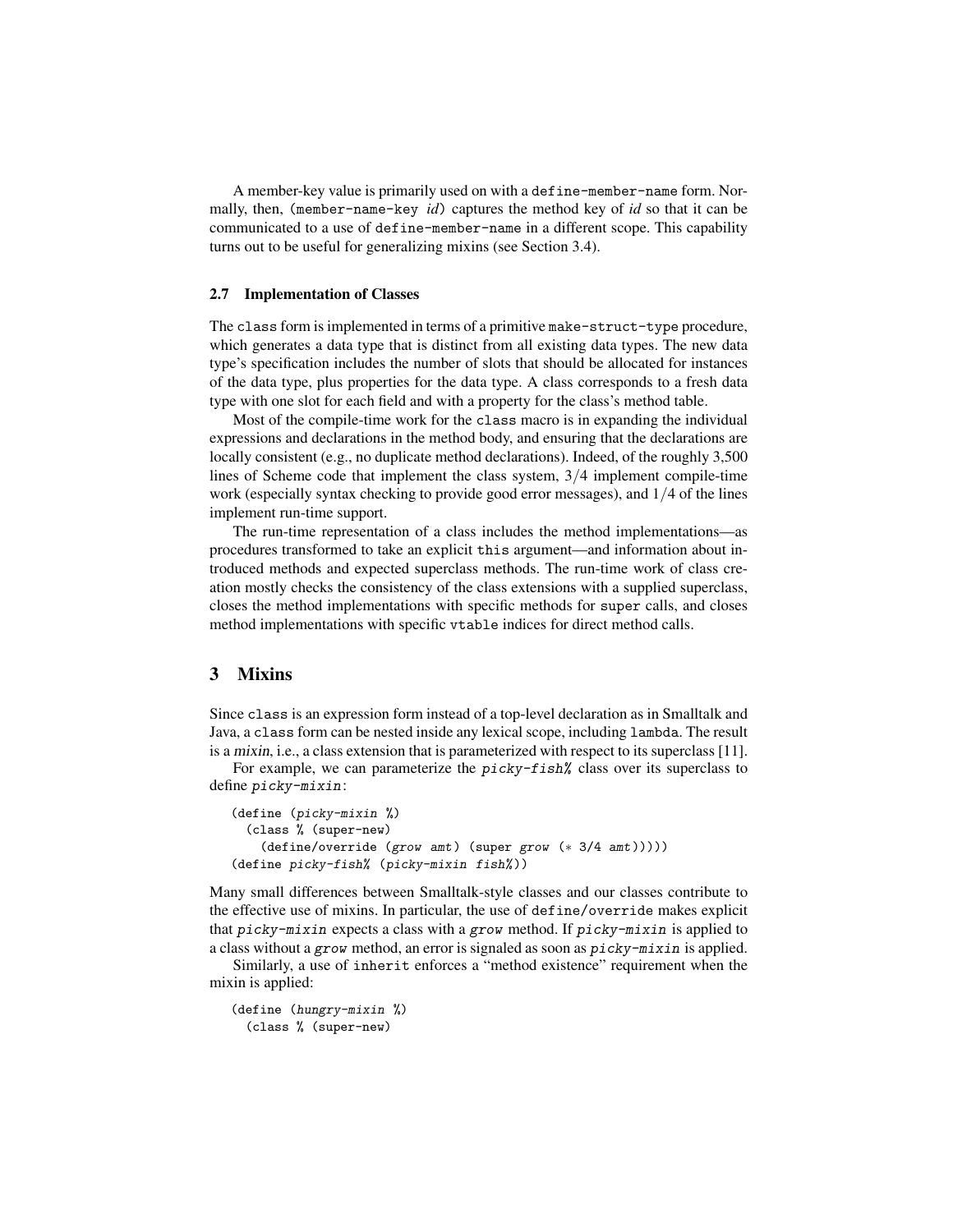A member-key value is primarily used on with a `define-member-name` form. Normally, then, `(member-name-key` *id*`)` captures the method key of *id* so that it can be communicated to a use of `define-member-name` in a different scope. This capability turns out to be useful for generalizing mixins (see Section 3.4).

### 2.7 Implementation of Classes

The `class` form is implemented in terms of a primitive `make-struct-type` procedure, which generates a data type that is distinct from all existing data types. The new data type's specification includes the number of slots that should be allocated for instances of the data type, plus properties for the data type. A class corresponds to a fresh data type with one slot for each field and with a property for the class's method table.

Most of the compile-time work for the `class` macro is in expanding the individual expressions and declarations in the method body, and ensuring that the declarations are locally consistent (e.g., no duplicate method declarations). Indeed, of the roughly 3,500 lines of Scheme code that implement the class system, $3/4$ implement compile-time work (especially syntax checking to provide good error messages), and $1/4$ of the lines implement run-time support.

The run-time representation of a class includes the method implementations—as procedures transformed to take an explicit `this` argument—and information about introduced methods and expected superclass methods. The run-time work of class creation mostly checks the consistency of the class extensions with a supplied superclass, closes the method implementations with specific methods for `super` calls, and closes method implementations with specific `vtable` indices for direct method calls.

## 3 Mixins

Since `class` is an expression form instead of a top-level declaration as in Smalltalk and Java, a `class` form can be nested inside any lexical scope, including `lambda`. The result is a *mixin*, i.e., a class extension that is parameterized with respect to its superclass [11].

For example, we can parameterize the *picky-fish%* class over its superclass to define *picky-mixin*:

```
(define (picky-mixin %)
  (class % (super-new)
    (define/override (grow amt) (super grow (* 3/4 amt)))))
(define picky-fish% (picky-mixin fish%))
```

Many small differences between Smalltalk-style classes and our classes contribute to the effective use of mixins. In particular, the use of `define/override` makes explicit that *picky-mixin* expects a class with a *grow* method. If *picky-mixin* is applied to a class without a *grow* method, an error is signaled as soon as *picky-mixin* is applied.

Similarly, a use of `inherit` enforces a "method existence" requirement when the mixin is applied:

```
(define (hungry-mixin %)
  (class % (super-new)
```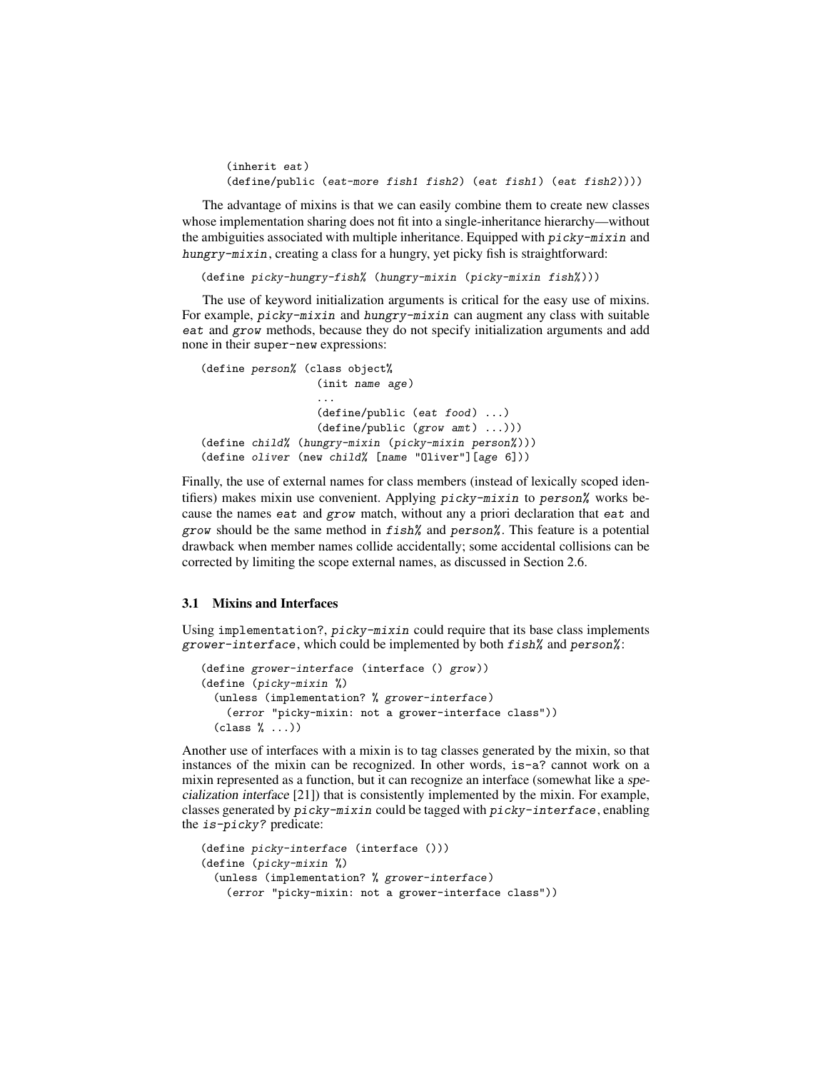```
    (inherit eat)
    (define/public (eat-more fish1 fish2) (eat fish1) (eat fish2))))
```

The advantage of mixins is that we can easily combine them to create new classes whose implementation sharing does not fit into a single-inheritance hierarchy—without the ambiguities associated with multiple inheritance. Equipped with *picky-mixin* and *hungry-mixin*, creating a class for a hungry, yet picky fish is straightforward:

```
(define picky-hungry-fish% (hungry-mixin (picky-mixin fish%)))
```

The use of keyword initialization arguments is critical for the easy use of mixins. For example, *picky-mixin* and *hungry-mixin* can augment any class with suitable *eat* and *grow* methods, because they do not specify initialization arguments and add none in their `super-new` expressions:

```
(define person% (class object%
                  (init name age)
                  ...
                  (define/public (eat food) ...)
                  (define/public (grow amt) ...)))
(define child% (hungry-mixin (picky-mixin person%)))
(define oliver (new child% [name "Oliver"][age 6]))
```

Finally, the use of external names for class members (instead of lexically scoped identifiers) makes mixin use convenient. Applying *picky-mixin* to *person%* works because the names *eat* and *grow* match, without any a priori declaration that *eat* and *grow* should be the same method in *fish%* and *person%*. This feature is a potential drawback when member names collide accidentally; some accidental collisions can be corrected by limiting the scope external names, as discussed in Section 2.6.

### 3.1 Mixins and Interfaces

Using `implementation?`, *picky-mixin* could require that its base class implements *grower-interface*, which could be implemented by both *fish%* and *person%*:

```
(define grower-interface (interface () grow))
(define (picky-mixin %)
  (unless (implementation? % grower-interface)
    (error "picky-mixin: not a grower-interface class"))
  (class % ...))
```

Another use of interfaces with a mixin is to tag classes generated by the mixin, so that instances of the mixin can be recognized. In other words, `is-a?` cannot work on a mixin represented as a function, but it can recognize an interface (somewhat like a *specialization interface* [21]) that is consistently implemented by the mixin. For example, classes generated by *picky-mixin* could be tagged with *picky-interface*, enabling the *is-picky?* predicate:

```
(define picky-interface (interface ()))
(define (picky-mixin %)
  (unless (implementation? % grower-interface)
    (error "picky-mixin: not a grower-interface class"))
```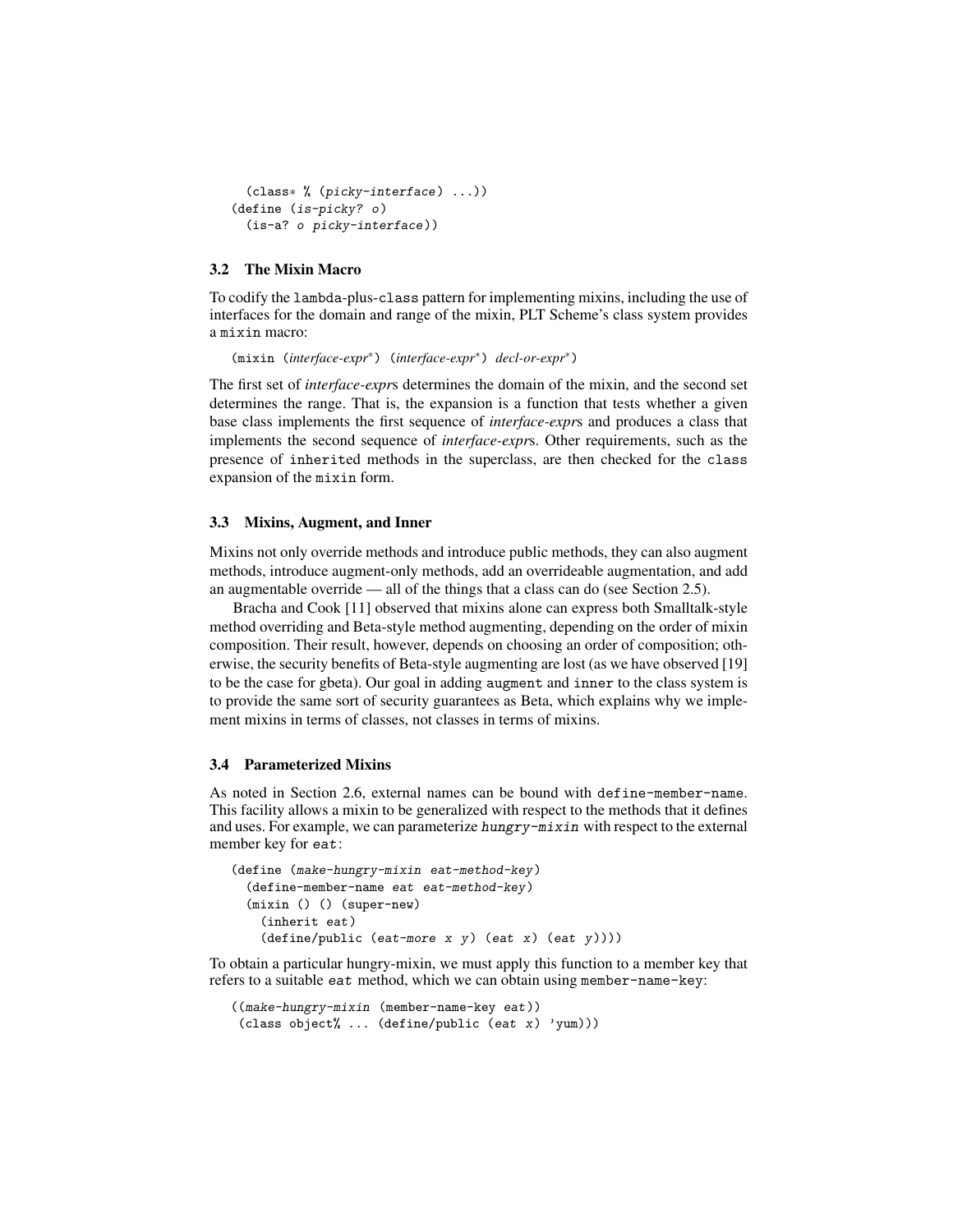```
  (class* % (picky-interface) ...))
(define (is-picky? o)
  (is-a? o picky-interface))
```

### 3.2 The Mixin Macro

To codify the lambda-plus-class pattern for implementing mixins, including the use of interfaces for the domain and range of the mixin, PLT Scheme's class system provides a mixin macro:

(mixin (*interface-expr*$^*$) (*interface-expr*$^*$) *decl-or-expr*$^*$)

The first set of *interface-expr*s determines the domain of the mixin, and the second set determines the range. That is, the expansion is a function that tests whether a given base class implements the first sequence of *interface-expr*s and produces a class that implements the second sequence of *interface-expr*s. Other requirements, such as the presence of inherited methods in the superclass, are then checked for the class expansion of the mixin form.

### 3.3 Mixins, Augment, and Inner

Mixins not only override methods and introduce public methods, they can also augment methods, introduce augment-only methods, add an overrideable augmentation, and add an augmentable override — all of the things that a class can do (see Section 2.5).

Bracha and Cook [11] observed that mixins alone can express both Smalltalk-style method overriding and Beta-style method augmenting, depending on the order of mixin composition. Their result, however, depends on choosing an order of composition; otherwise, the security benefits of Beta-style augmenting are lost (as we have observed [19] to be the case for gbeta). Our goal in adding augment and inner to the class system is to provide the same sort of security guarantees as Beta, which explains why we implement mixins in terms of classes, not classes in terms of mixins.

### 3.4 Parameterized Mixins

As noted in Section 2.6, external names can be bound with define-member-name. This facility allows a mixin to be generalized with respect to the methods that it defines and uses. For example, we can parameterize *hungry-mixin* with respect to the external member key for *eat*:

```
(define (make-hungry-mixin eat-method-key)
  (define-member-name eat eat-method-key)
  (mixin () () (super-new)
    (inherit eat)
    (define/public (eat-more x y) (eat x) (eat y))))
```

To obtain a particular hungry-mixin, we must apply this function to a member key that refers to a suitable *eat* method, which we can obtain using member-name-key:

```
((make-hungry-mixin (member-name-key eat))
 (class object% ... (define/public (eat x) 'yum)))
```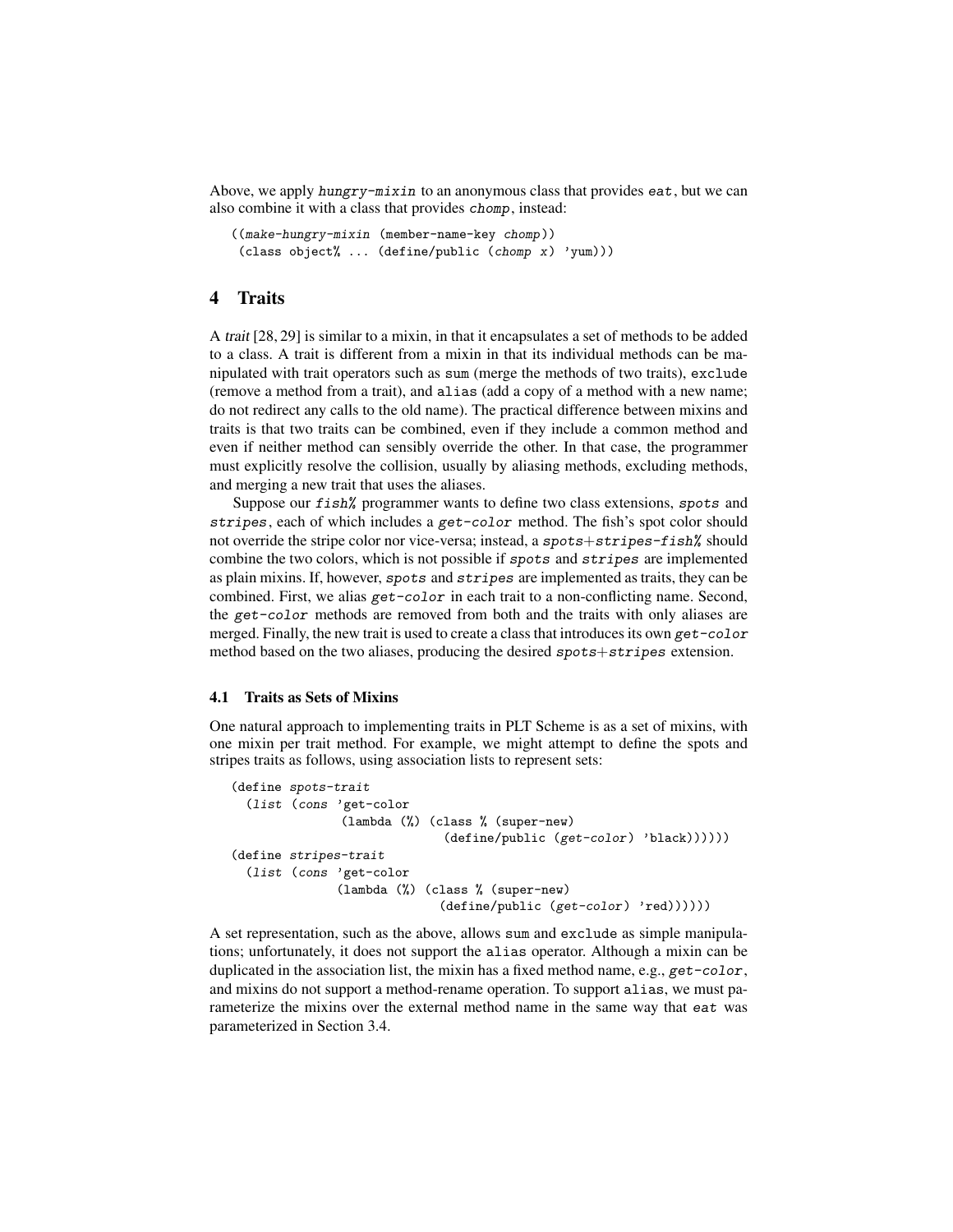Above, we apply *hungry-mixin* to an anonymous class that provides *eat*, but we can also combine it with a class that provides *chomp*, instead:

```
((make-hungry-mixin (member-name-key chomp))
 (class object% ... (define/public (chomp x) 'yum)))
```

## 4 Traits

A *trait* [28, 29] is similar to a mixin, in that it encapsulates a set of methods to be added to a class. A trait is different from a mixin in that its individual methods can be manipulated with trait operators such as `sum` (merge the methods of two traits), `exclude` (remove a method from a trait), and `alias` (add a copy of a method with a new name; do not redirect any calls to the old name). The practical difference between mixins and traits is that two traits can be combined, even if they include a common method and even if neither method can sensibly override the other. In that case, the programmer must explicitly resolve the collision, usually by aliasing methods, excluding methods, and merging a new trait that uses the aliases.

Suppose our *fish%* programmer wants to define two class extensions, *spots* and *stripes*, each of which includes a *get-color* method. The fish's spot color should not override the stripe color nor vice-versa; instead, a *spots+stripes-fish%* should combine the two colors, which is not possible if *spots* and *stripes* are implemented as plain mixins. If, however, *spots* and *stripes* are implemented as traits, they can be combined. First, we alias *get-color* in each trait to a non-conflicting name. Second, the *get-color* methods are removed from both and the traits with only aliases are merged. Finally, the new trait is used to create a class that introduces its own *get-color* method based on the two aliases, producing the desired *spots+stripes* extension.

### 4.1 Traits as Sets of Mixins

One natural approach to implementing traits in PLT Scheme is as a set of mixins, with one mixin per trait method. For example, we might attempt to define the spots and stripes traits as follows, using association lists to represent sets:

```
(define spots-trait
  (list (cons 'get-color
              (lambda (%) (class % (super-new)
                             (define/public (get-color) 'black))))))
(define stripes-trait
  (list (cons 'get-color
             (lambda (%) (class % (super-new)
                            (define/public (get-color) 'red))))))
```

A set representation, such as the above, allows `sum` and `exclude` as simple manipulations; unfortunately, it does not support the `alias` operator. Although a mixin can be duplicated in the association list, the mixin has a fixed method name, e.g., *get-color*, and mixins do not support a method-rename operation. To support `alias`, we must parameterize the mixins over the external method name in the same way that *eat* was parameterized in Section 3.4.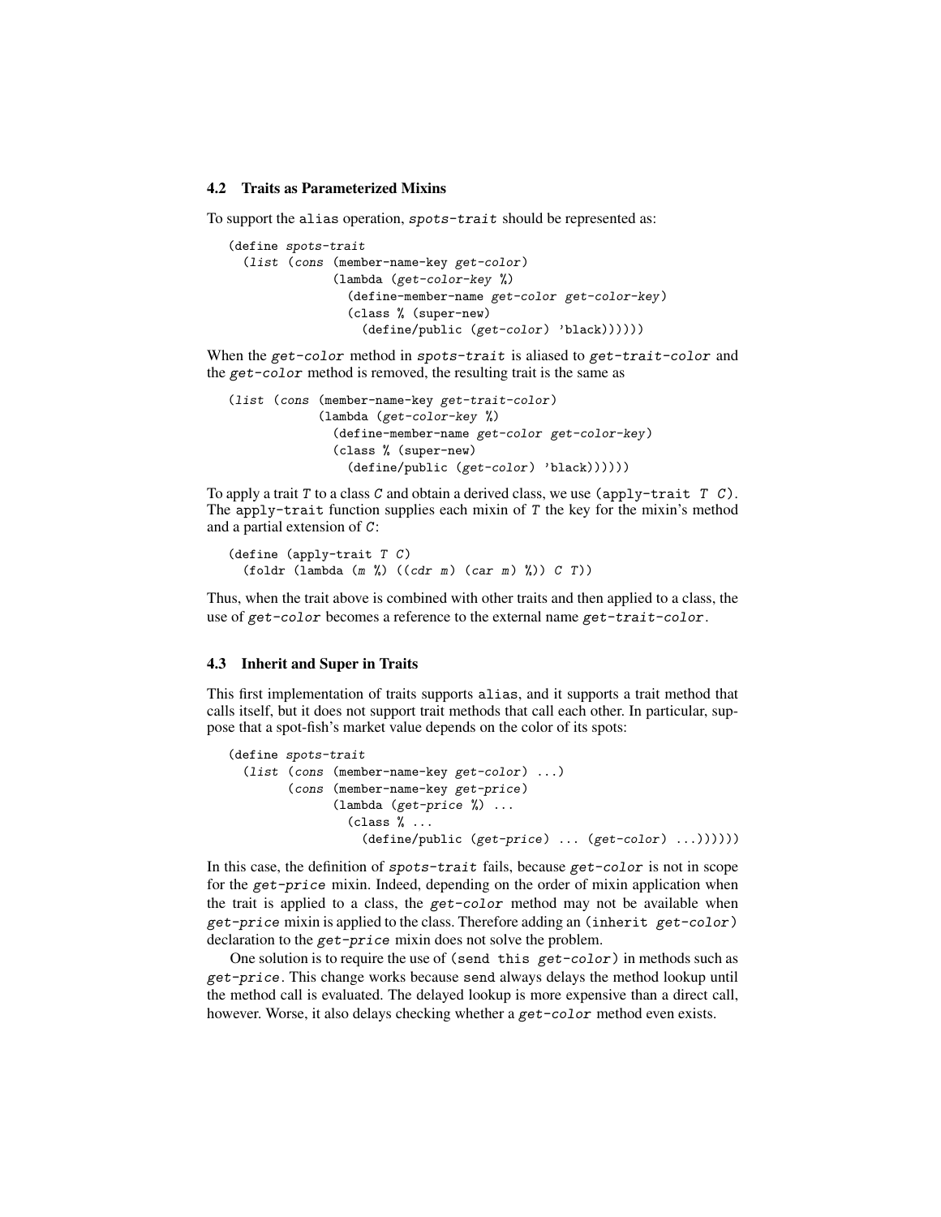### 4.2 Traits as Parameterized Mixins

To support the `alias` operation, *spots-trait* should be represented as:

```
(define spots-trait
  (list (cons (member-name-key get-color)
              (lambda (get-color-key %)
                (define-member-name get-color get-color-key)
                (class % (super-new)
                  (define/public (get-color) 'black))))))
```

When the *get-color* method in *spots-trait* is aliased to *get-trait-color* and the *get-color* method is removed, the resulting trait is the same as

```
(list (cons (member-name-key get-trait-color)
            (lambda (get-color-key %)
              (define-member-name get-color get-color-key)
              (class % (super-new)
                (define/public (get-color) 'black)))))
```

To apply a trait *T* to a class *C* and obtain a derived class, we use `(apply-trait T C)`. The `apply-trait` function supplies each mixin of *T* the key for the mixin's method and a partial extension of *C*:

```
(define (apply-trait T C)
  (foldr (lambda (m %) ((cdr m) (car m) %)) C T))
```

Thus, when the trait above is combined with other traits and then applied to a class, the use of *get-color* becomes a reference to the external name *get-trait-color*.

### 4.3 Inherit and Super in Traits

This first implementation of traits supports `alias`, and it supports a trait method that calls itself, but it does not support trait methods that call each other. In particular, suppose that a spot-fish's market value depends on the color of its spots:

```
(define spots-trait
  (list (cons (member-name-key get-color) ...)
        (cons (member-name-key get-price)
              (lambda (get-price %) ...
                (class % ...
                  (define/public (get-price) ... (get-color) ...))))))
```

In this case, the definition of *spots-trait* fails, because *get-color* is not in scope for the *get-price* mixin. Indeed, depending on the order of mixin application when the trait is applied to a class, the *get-color* method may not be available when *get-price* mixin is applied to the class. Therefore adding an `(inherit get-color)` declaration to the *get-price* mixin does not solve the problem.

One solution is to require the use of `(send this get-color)` in methods such as *get-price*. This change works because `send` always delays the method lookup until the method call is evaluated. The delayed lookup is more expensive than a direct call, however. Worse, it also delays checking whether a *get-color* method even exists.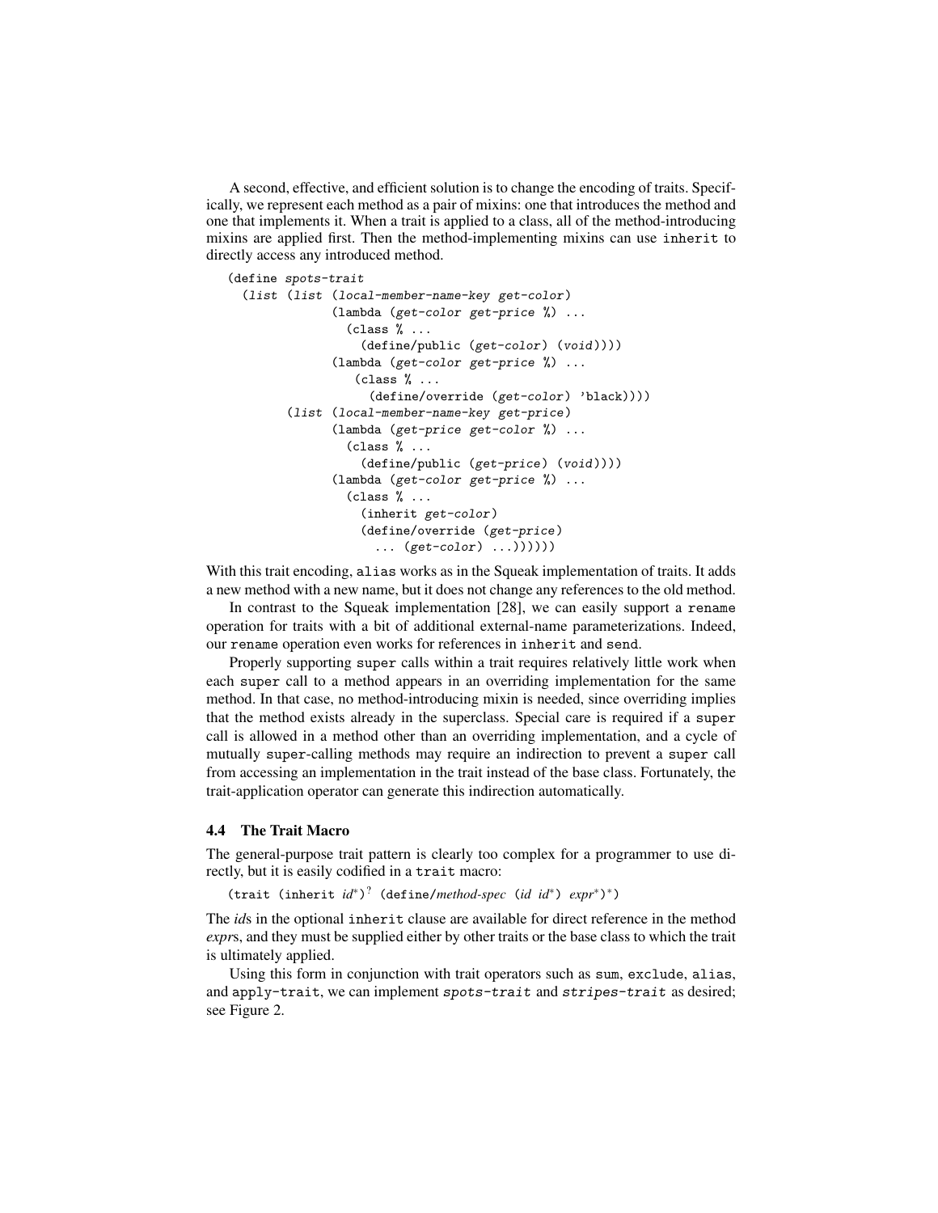A second, effective, and efficient solution is to change the encoding of traits. Specifically, we represent each method as a pair of mixins: one that introduces the method and one that implements it. When a trait is applied to a class, all of the method-introducing mixins are applied first. Then the method-implementing mixins can use `inherit` to directly access any introduced method.

```
(define spots-trait
  (list (list (local-member-name-key get-color)
              (lambda (get-color get-price %) ...
                (class % ...
                  (define/public (get-color) (void))))
              (lambda (get-color get-price %) ...
                 (class % ...
                   (define/override (get-color) 'black))))
        (list (local-member-name-key get-price)
              (lambda (get-price get-color %) ...
                (class % ...
                  (define/public (get-price) (void))))
              (lambda (get-color get-price %) ...
                (class % ...
                  (inherit get-color)
                  (define/override (get-price)
                    ... (get-color) ...))))))
```

With this trait encoding, `alias` works as in the Squeak implementation of traits. It adds a new method with a new name, but it does not change any references to the old method.

In contrast to the Squeak implementation [28], we can easily support a `rename` operation for traits with a bit of additional external-name parameterizations. Indeed, our `rename` operation even works for references in `inherit` and `send`.

Properly supporting `super` calls within a trait requires relatively little work when each `super` call to a method appears in an overriding implementation for the same method. In that case, no method-introducing mixin is needed, since overriding implies that the method exists already in the superclass. Special care is required if a `super` call is allowed in a method other than an overriding implementation, and a cycle of mutually `super`-calling methods may require an indirection to prevent a `super` call from accessing an implementation in the trait instead of the base class. Fortunately, the trait-application operator can generate this indirection automatically.

### 4.4 The Trait Macro

The general-purpose trait pattern is clearly too complex for a programmer to use directly, but it is easily codified in a `trait` macro:

(`trait` (`inherit` *id*\*)? (`define/`*method-spec* (*id* *id*\*) *expr*\*)\*)

The *id*s in the optional `inherit` clause are available for direct reference in the method *expr*s, and they must be supplied either by other traits or the base class to which the trait is ultimately applied.

Using this form in conjunction with trait operators such as `sum`, `exclude`, `alias`, and `apply-trait`, we can implement *spots-trait* and *stripes-trait* as desired; see Figure 2.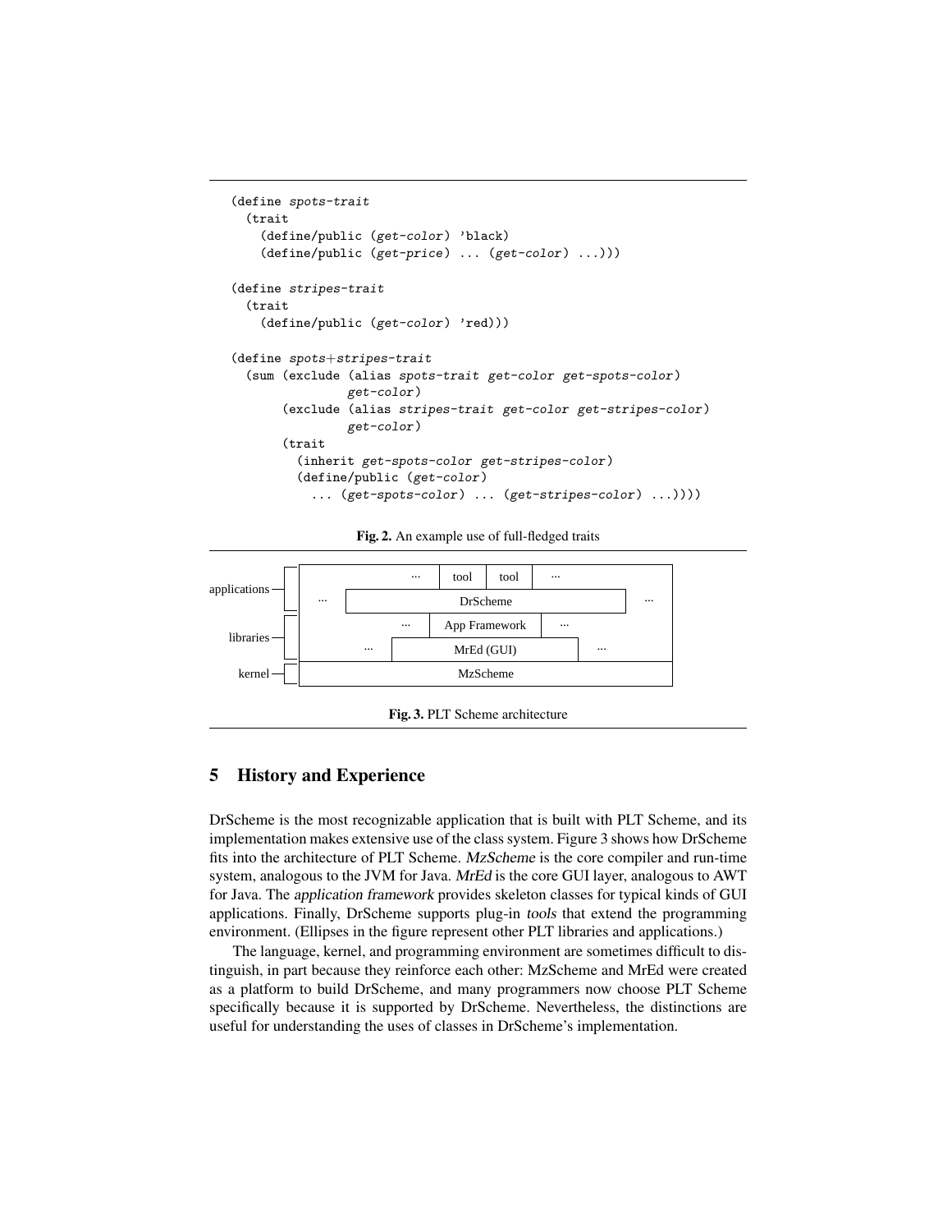```
(define spots-trait
  (trait
    (define/public (get-color) 'black)
    (define/public (get-price) ... (get-color) ...)))

(define stripes-trait
  (trait
    (define/public (get-color) 'red)))

(define spots+stripes-trait
  (sum (exclude (alias spots-trait get-color get-spots-color)
                get-color)
       (exclude (alias stripes-trait get-color get-stripes-color)
                get-color)
       (trait
         (inherit get-spots-color get-stripes-color)
         (define/public (get-color)
           ... (get-spots-color) ... (get-stripes-color) ...))))
```

**Fig. 2.** An example use of full-fledged traits

| | | | | | |
|---|---|---|---|---|---|
| applications | | ... | tool | tool | ... |
| | ... | DrScheme | | | ... |
| libraries | | ... | App Framework | ... | |
| | ... | MrEd (GUI) | | ... | |
| kernel | MzScheme | | | | |

**Fig. 3.** PLT Scheme architecture

## 5 History and Experience

DrScheme is the most recognizable application that is built with PLT Scheme, and its implementation makes extensive use of the class system. Figure 3 shows how DrScheme fits into the architecture of PLT Scheme. *MzScheme* is the core compiler and run-time system, analogous to the JVM for Java. *MrEd* is the core GUI layer, analogous to AWT for Java. The *application framework* provides skeleton classes for typical kinds of GUI applications. Finally, DrScheme supports plug-in *tools* that extend the programming environment. (Ellipses in the figure represent other PLT libraries and applications.)

The language, kernel, and programming environment are sometimes difficult to distinguish, in part because they reinforce each other: MzScheme and MrEd were created as a platform to build DrScheme, and many programmers now choose PLT Scheme specifically because it is supported by DrScheme. Nevertheless, the distinctions are useful for understanding the uses of classes in DrScheme's implementation.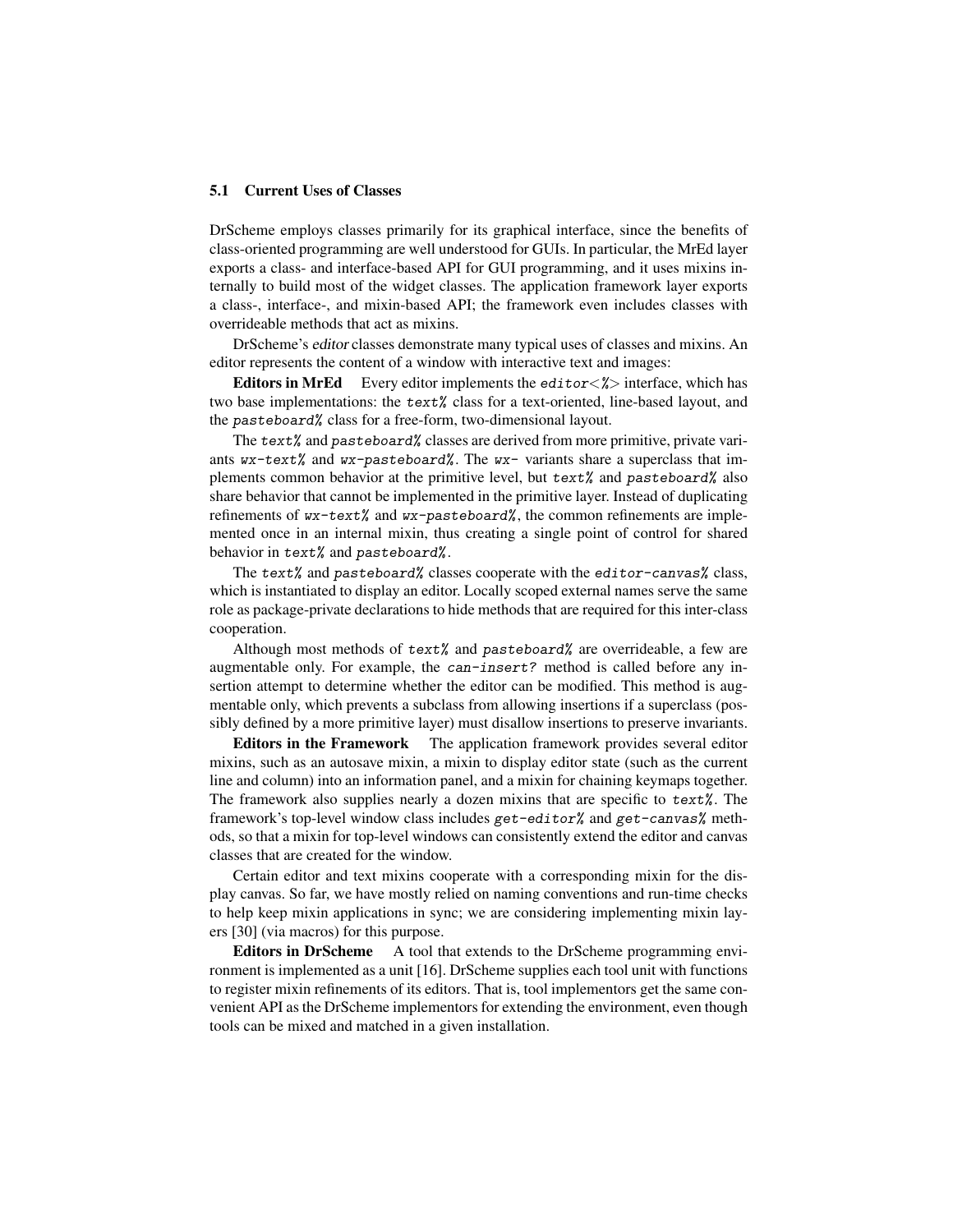### 5.1 Current Uses of Classes

DrScheme employs classes primarily for its graphical interface, since the benefits of class-oriented programming are well understood for GUIs. In particular, the MrEd layer exports a class- and interface-based API for GUI programming, and it uses mixins internally to build most of the widget classes. The application framework layer exports a class-, interface-, and mixin-based API; the framework even includes classes with overrideable methods that act as mixins.

DrScheme's *editor* classes demonstrate many typical uses of classes and mixins. An editor represents the content of a window with interactive text and images:

**Editors in MrEd** Every editor implements the `editor<%>` interface, which has two base implementations: the `text%` class for a text-oriented, line-based layout, and the `pasteboard%` class for a free-form, two-dimensional layout.

The `text%` and `pasteboard%` classes are derived from more primitive, private variants `wx-text%` and `wx-pasteboard%`. The `wx-` variants share a superclass that implements common behavior at the primitive level, but `text%` and `pasteboard%` also share behavior that cannot be implemented in the primitive layer. Instead of duplicating refinements of `wx-text%` and `wx-pasteboard%`, the common refinements are implemented once in an internal mixin, thus creating a single point of control for shared behavior in `text%` and `pasteboard%`.

The `text%` and `pasteboard%` classes cooperate with the `editor-canvas%` class, which is instantiated to display an editor. Locally scoped external names serve the same role as package-private declarations to hide methods that are required for this inter-class cooperation.

Although most methods of `text%` and `pasteboard%` are overrideable, a few are augmentable only. For example, the `can-insert?` method is called before any insertion attempt to determine whether the editor can be modified. This method is augmentable only, which prevents a subclass from allowing insertions if a superclass (possibly defined by a more primitive layer) must disallow insertions to preserve invariants.

**Editors in the Framework** The application framework provides several editor mixins, such as an autosave mixin, a mixin to display editor state (such as the current line and column) into an information panel, and a mixin for chaining keymaps together. The framework also supplies nearly a dozen mixins that are specific to `text%`. The framework's top-level window class includes `get-editor%` and `get-canvas%` methods, so that a mixin for top-level windows can consistently extend the editor and canvas classes that are created for the window.

Certain editor and text mixins cooperate with a corresponding mixin for the display canvas. So far, we have mostly relied on naming conventions and run-time checks to help keep mixin applications in sync; we are considering implementing mixin layers [30] (via macros) for this purpose.

**Editors in DrScheme** A tool that extends to the DrScheme programming environment is implemented as a unit [16]. DrScheme supplies each tool unit with functions to register mixin refinements of its editors. That is, tool implementors get the same convenient API as the DrScheme implementors for extending the environment, even though tools can be mixed and matched in a given installation.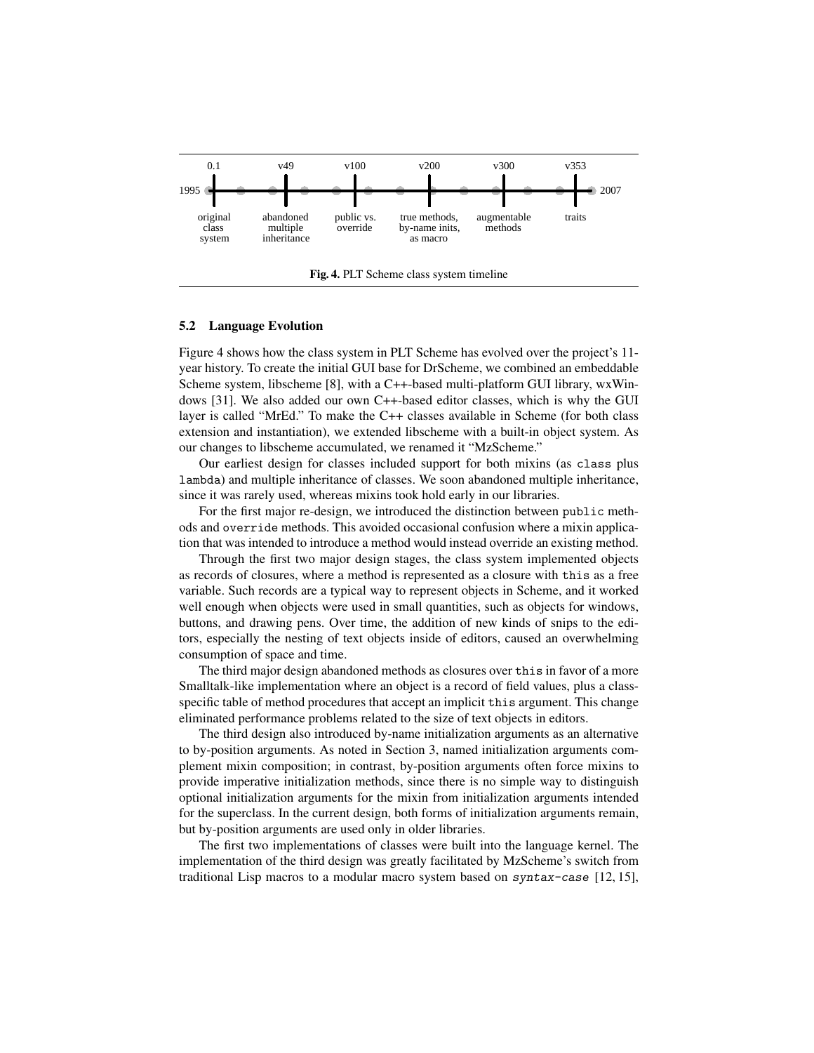Fig. 4. PLT Scheme class system timeline

### 5.2 Language Evolution

Figure 4 shows how the class system in PLT Scheme has evolved over the project's 11-year history. To create the initial GUI base for DrScheme, we combined an embeddable Scheme system, libscheme [8], with a C++-based multi-platform GUI library, wxWindows [31]. We also added our own C++-based editor classes, which is why the GUI layer is called "MrEd." To make the C++ classes available in Scheme (for both class extension and instantiation), we extended libscheme with a built-in object system. As our changes to libscheme accumulated, we renamed it "MzScheme."

Our earliest design for classes included support for both mixins (as `class` plus `lambda`) and multiple inheritance of classes. We soon abandoned multiple inheritance, since it was rarely used, whereas mixins took hold early in our libraries.

For the first major re-design, we introduced the distinction between `public` methods and `override` methods. This avoided occasional confusion where a mixin application that was intended to introduce a method would instead override an existing method.

Through the first two major design stages, the class system implemented objects as records of closures, where a method is represented as a closure with `this` as a free variable. Such records are a typical way to represent objects in Scheme, and it worked well enough when objects were used in small quantities, such as objects for windows, buttons, and drawing pens. Over time, the addition of new kinds of snips to the editors, especially the nesting of text objects inside of editors, caused an overwhelming consumption of space and time.

The third major design abandoned methods as closures over `this` in favor of a more Smalltalk-like implementation where an object is a record of field values, plus a class-specific table of method procedures that accept an implicit `this` argument. This change eliminated performance problems related to the size of text objects in editors.

The third design also introduced by-name initialization arguments as an alternative to by-position arguments. As noted in Section 3, named initialization arguments complement mixin composition; in contrast, by-position arguments often force mixins to provide imperative initialization methods, since there is no simple way to distinguish optional initialization arguments for the mixin from initialization arguments intended for the superclass. In the current design, both forms of initialization arguments remain, but by-position arguments are used only in older libraries.

The first two implementations of classes were built into the language kernel. The implementation of the third design was greatly facilitated by MzScheme's switch from traditional Lisp macros to a modular macro system based on *`syntax-case`* [12, 15],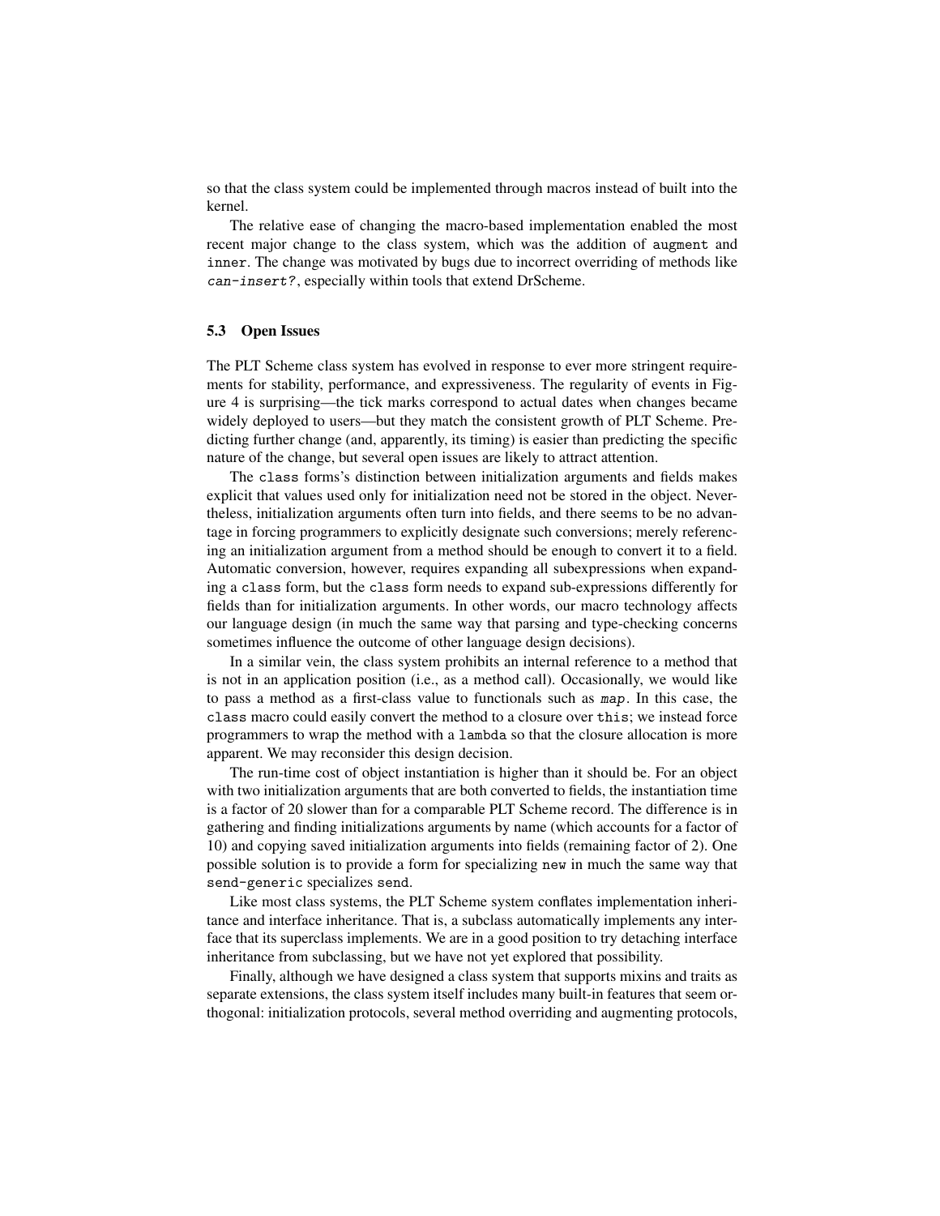so that the class system could be implemented through macros instead of built into the kernel.

The relative ease of changing the macro-based implementation enabled the most recent major change to the class system, which was the addition of `augment` and `inner`. The change was motivated by bugs due to incorrect overriding of methods like *can-insert?*, especially within tools that extend DrScheme.

### 5.3 Open Issues

The PLT Scheme class system has evolved in response to ever more stringent requirements for stability, performance, and expressiveness. The regularity of events in Figure 4 is surprising—the tick marks correspond to actual dates when changes became widely deployed to users—but they match the consistent growth of PLT Scheme. Predicting further change (and, apparently, its timing) is easier than predicting the specific nature of the change, but several open issues are likely to attract attention.

The `class` forms's distinction between initialization arguments and fields makes explicit that values used only for initialization need not be stored in the object. Nevertheless, initialization arguments often turn into fields, and there seems to be no advantage in forcing programmers to explicitly designate such conversions; merely referencing an initialization argument from a method should be enough to convert it to a field. Automatic conversion, however, requires expanding all subexpressions when expanding a `class` form, but the `class` form needs to expand sub-expressions differently for fields than for initialization arguments. In other words, our macro technology affects our language design (in much the same way that parsing and type-checking concerns sometimes influence the outcome of other language design decisions).

In a similar vein, the class system prohibits an internal reference to a method that is not in an application position (i.e., as a method call). Occasionally, we would like to pass a method as a first-class value to functionals such as *map*. In this case, the `class` macro could easily convert the method to a closure over `this`; we instead force programmers to wrap the method with a `lambda` so that the closure allocation is more apparent. We may reconsider this design decision.

The run-time cost of object instantiation is higher than it should be. For an object with two initialization arguments that are both converted to fields, the instantiation time is a factor of 20 slower than for a comparable PLT Scheme record. The difference is in gathering and finding initializations arguments by name (which accounts for a factor of 10) and copying saved initialization arguments into fields (remaining factor of 2). One possible solution is to provide a form for specializing `new` in much the same way that `send-generic` specializes `send`.

Like most class systems, the PLT Scheme system conflates implementation inheritance and interface inheritance. That is, a subclass automatically implements any interface that its superclass implements. We are in a good position to try detaching interface inheritance from subclassing, but we have not yet explored that possibility.

Finally, although we have designed a class system that supports mixins and traits as separate extensions, the class system itself includes many built-in features that seem orthogonal: initialization protocols, several method overriding and augmenting protocols,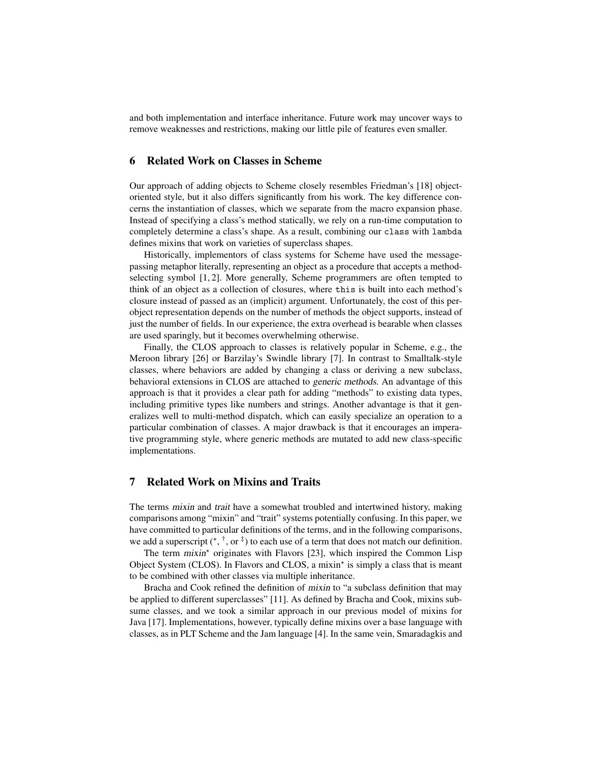and both implementation and interface inheritance. Future work may uncover ways to remove weaknesses and restrictions, making our little pile of features even smaller.

## 6 Related Work on Classes in Scheme

Our approach of adding objects to Scheme closely resembles Friedman's [18] object-oriented style, but it also differs significantly from his work. The key difference concerns the instantiation of classes, which we separate from the macro expansion phase. Instead of specifying a class's method statically, we rely on a run-time computation to completely determine a class's shape. As a result, combining our `class` with `lambda` defines mixins that work on varieties of superclass shapes.

Historically, implementors of class systems for Scheme have used the message-passing metaphor literally, representing an object as a procedure that accepts a method-selecting symbol [1, 2]. More generally, Scheme programmers are often tempted to think of an object as a collection of closures, where `this` is built into each method's closure instead of passed as an (implicit) argument. Unfortunately, the cost of this per-object representation depends on the number of methods the object supports, instead of just the number of fields. In our experience, the extra overhead is bearable when classes are used sparingly, but it becomes overwhelming otherwise.

Finally, the CLOS approach to classes is relatively popular in Scheme, e.g., the Meroon library [26] or Barzilay's Swindle library [7]. In contrast to Smalltalk-style classes, where behaviors are added by changing a class or deriving a new subclass, behavioral extensions in CLOS are attached to *generic methods*. An advantage of this approach is that it provides a clear path for adding "methods" to existing data types, including primitive types like numbers and strings. Another advantage is that it generalizes well to multi-method dispatch, which can easily specialize an operation to a particular combination of classes. A major drawback is that it encourages an imperative programming style, where generic methods are mutated to add new class-specific implementations.

## 7 Related Work on Mixins and Traits

The terms *mixin* and *trait* have a somewhat troubled and intertwined history, making comparisons among "mixin" and "trait" systems potentially confusing. In this paper, we have committed to particular definitions of the terms, and in the following comparisons, we add a superscript ($^\star$, $^\dagger$, or $^\ddagger$) to each use of a term that does not match our definition.

The term *mixin*$^\star$ originates with Flavors [23], which inspired the Common Lisp Object System (CLOS). In Flavors and CLOS, a mixin$^\star$ is simply a class that is meant to be combined with other classes via multiple inheritance.

Bracha and Cook refined the definition of *mixin* to "a subclass definition that may be applied to different superclasses" [11]. As defined by Bracha and Cook, mixins subsume classes, and we took a similar approach in our previous model of mixins for Java [17]. Implementations, however, typically define mixins over a base language with classes, as in PLT Scheme and the Jam language [4]. In the same vein, Smaradagkis and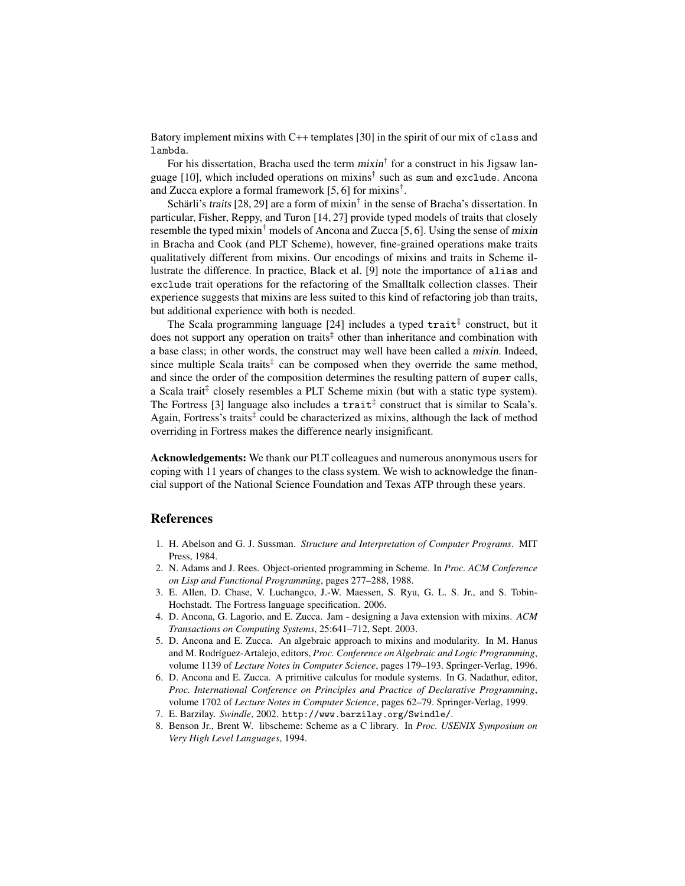Batory implement mixins with C++ templates [30] in the spirit of our mix of `class` and `lambda`.

For his dissertation, Bracha used the term *mixin*† for a construct in his Jigsaw language [10], which included operations on mixins† such as `sum` and `exclude`. Ancona and Zucca explore a formal framework [5, 6] for mixins†.

Schärli's *traits* [28, 29] are a form of mixin† in the sense of Bracha's dissertation. In particular, Fisher, Reppy, and Turon [14, 27] provide typed models of traits that closely resemble the typed mixin† models of Ancona and Zucca [5, 6]. Using the sense of *mixin* in Bracha and Cook (and PLT Scheme), however, fine-grained operations make traits qualitatively different from mixins. Our encodings of mixins and traits in Scheme illustrate the difference. In practice, Black et al. [9] note the importance of `alias` and `exclude` trait operations for the refactoring of the Smalltalk collection classes. Their experience suggests that mixins are less suited to this kind of refactoring job than traits, but additional experience with both is needed.

The Scala programming language [24] includes a typed `trait`‡ construct, but it does not support any operation on traits‡ other than inheritance and combination with a base class; in other words, the construct may well have been called a *mixin*. Indeed, since multiple Scala traits‡ can be composed when they override the same method, and since the order of the composition determines the resulting pattern of `super` calls, a Scala trait‡ closely resembles a PLT Scheme mixin (but with a static type system). The Fortress [3] language also includes a `trait`‡ construct that is similar to Scala's. Again, Fortress's traits‡ could be characterized as mixins, although the lack of method overriding in Fortress makes the difference nearly insignificant.

**Acknowledgements:** We thank our PLT colleagues and numerous anonymous users for coping with 11 years of changes to the class system. We wish to acknowledge the financial support of the National Science Foundation and Texas ATP through these years.

## References

1. H. Abelson and G. J. Sussman. *Structure and Interpretation of Computer Programs*. MIT Press, 1984.
2. N. Adams and J. Rees. Object-oriented programming in Scheme. In *Proc. ACM Conference on Lisp and Functional Programming*, pages 277–288, 1988.
3. E. Allen, D. Chase, V. Luchangco, J.-W. Maessen, S. Ryu, G. L. S. Jr., and S. Tobin-Hochstadt. The Fortress language specification. 2006.
4. D. Ancona, G. Lagorio, and E. Zucca. Jam - designing a Java extension with mixins. *ACM Transactions on Computing Systems*, 25:641–712, Sept. 2003.
5. D. Ancona and E. Zucca. An algebraic approach to mixins and modularity. In M. Hanus and M. Rodríguez-Artalejo, editors, *Proc. Conference on Algebraic and Logic Programming*, volume 1139 of *Lecture Notes in Computer Science*, pages 179–193. Springer-Verlag, 1996.
6. D. Ancona and E. Zucca. A primitive calculus for module systems. In G. Nadathur, editor, *Proc. International Conference on Principles and Practice of Declarative Programming*, volume 1702 of *Lecture Notes in Computer Science*, pages 62–79. Springer-Verlag, 1999.
7. E. Barzilay. *Swindle*, 2002. `http://www.barzilay.org/Swindle/`.
8. Benson Jr., Brent W. libscheme: Scheme as a C library. In *Proc. USENIX Symposium on Very High Level Languages*, 1994.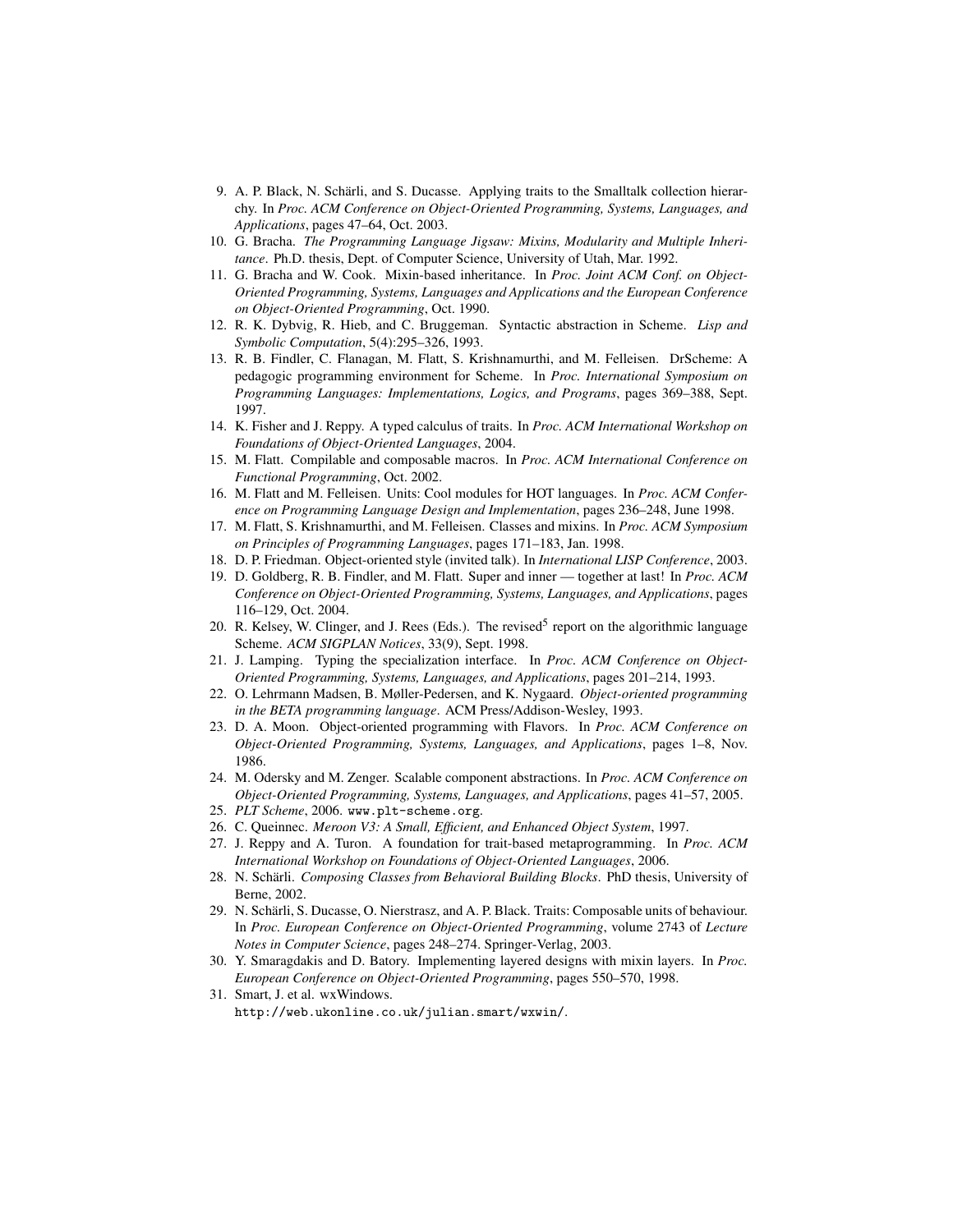9. A. P. Black, N. Schärli, and S. Ducasse. Applying traits to the Smalltalk collection hierarchy. In *Proc. ACM Conference on Object-Oriented Programming, Systems, Languages, and Applications*, pages 47–64, Oct. 2003.
10. G. Bracha. *The Programming Language Jigsaw: Mixins, Modularity and Multiple Inheritance*. Ph.D. thesis, Dept. of Computer Science, University of Utah, Mar. 1992.
11. G. Bracha and W. Cook. Mixin-based inheritance. In *Proc. Joint ACM Conf. on Object-Oriented Programming, Systems, Languages and Applications and the European Conference on Object-Oriented Programming*, Oct. 1990.
12. R. K. Dybvig, R. Hieb, and C. Bruggeman. Syntactic abstraction in Scheme. *Lisp and Symbolic Computation*, 5(4):295–326, 1993.
13. R. B. Findler, C. Flanagan, M. Flatt, S. Krishnamurthi, and M. Felleisen. DrScheme: A pedagogic programming environment for Scheme. In *Proc. International Symposium on Programming Languages: Implementations, Logics, and Programs*, pages 369–388, Sept. 1997.
14. K. Fisher and J. Reppy. A typed calculus of traits. In *Proc. ACM International Workshop on Foundations of Object-Oriented Languages*, 2004.
15. M. Flatt. Compilable and composable macros. In *Proc. ACM International Conference on Functional Programming*, Oct. 2002.
16. M. Flatt and M. Felleisen. Units: Cool modules for HOT languages. In *Proc. ACM Conference on Programming Language Design and Implementation*, pages 236–248, June 1998.
17. M. Flatt, S. Krishnamurthi, and M. Felleisen. Classes and mixins. In *Proc. ACM Symposium on Principles of Programming Languages*, pages 171–183, Jan. 1998.
18. D. P. Friedman. Object-oriented style (invited talk). In *International LISP Conference*, 2003.
19. D. Goldberg, R. B. Findler, and M. Flatt. Super and inner — together at last! In *Proc. ACM Conference on Object-Oriented Programming, Systems, Languages, and Applications*, pages 116–129, Oct. 2004.
20. R. Kelsey, W. Clinger, and J. Rees (Eds.). The revised$^5$ report on the algorithmic language Scheme. *ACM SIGPLAN Notices*, 33(9), Sept. 1998.
21. J. Lamping. Typing the specialization interface. In *Proc. ACM Conference on Object-Oriented Programming, Systems, Languages, and Applications*, pages 201–214, 1993.
22. O. Lehrmann Madsen, B. Møller-Pedersen, and K. Nygaard. *Object-oriented programming in the BETA programming language*. ACM Press/Addison-Wesley, 1993.
23. D. A. Moon. Object-oriented programming with Flavors. In *Proc. ACM Conference on Object-Oriented Programming, Systems, Languages, and Applications*, pages 1–8, Nov. 1986.
24. M. Odersky and M. Zenger. Scalable component abstractions. In *Proc. ACM Conference on Object-Oriented Programming, Systems, Languages, and Applications*, pages 41–57, 2005.
25. *PLT Scheme*, 2006. `www.plt-scheme.org`.
26. C. Queinnec. *Meroon V3: A Small, Efficient, and Enhanced Object System*, 1997.
27. J. Reppy and A. Turon. A foundation for trait-based metaprogramming. In *Proc. ACM International Workshop on Foundations of Object-Oriented Languages*, 2006.
28. N. Schärli. *Composing Classes from Behavioral Building Blocks*. PhD thesis, University of Berne, 2002.
29. N. Schärli, S. Ducasse, O. Nierstrasz, and A. P. Black. Traits: Composable units of behaviour. In *Proc. European Conference on Object-Oriented Programming*, volume 2743 of *Lecture Notes in Computer Science*, pages 248–274. Springer-Verlag, 2003.
30. Y. Smaragdakis and D. Batory. Implementing layered designs with mixin layers. In *Proc. European Conference on Object-Oriented Programming*, pages 550–570, 1998.
31. Smart, J. et al. wxWindows. `http://web.ukonline.co.uk/julian.smart/wxwin/`.